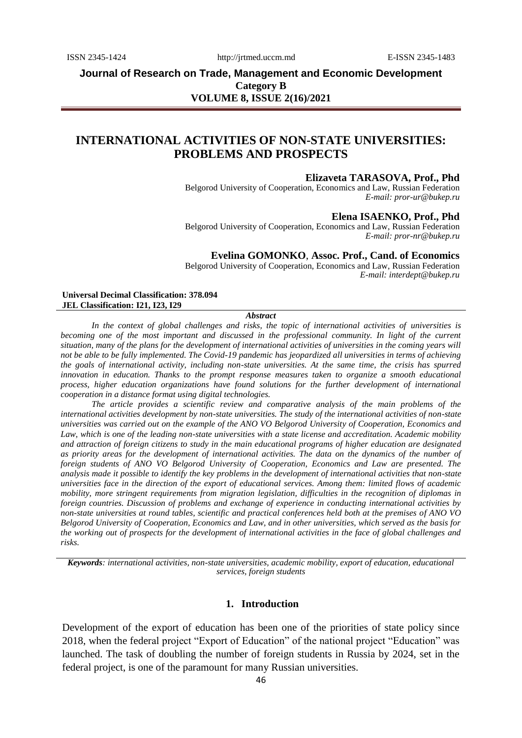# INTERNATIONAL ACTIVITIES OF NON-STATE UNIVERSITIES: PROBLEMS AND PROSPECTS

**Elizaveta TARASOVA, Prof., Phd**
Belgorod University of Cooperation, Economics and Law, Russian Federation
*E-mail: pror-ur@bukep.ru*

**Elena ISAENKO, Prof., Phd**
Belgorod University of Cooperation, Economics and Law, Russian Federation
*E-mail: pror-nr@bukep.ru*

**Evelina GOMONKO, Assoc. Prof., Cand. of Economics**
Belgorod University of Cooperation, Economics and Law, Russian Federation
*E-mail: interdept@bukep.ru*

**Universal Decimal Classification: 378.094**
**JEL Classification: I21, I23, I29**

***Abstract***

*In the context of global challenges and risks, the topic of international activities of universities is becoming one of the most important and discussed in the professional community. In light of the current situation, many of the plans for the development of international activities of universities in the coming years will not be able to be fully implemented. The Covid-19 pandemic has jeopardized all universities in terms of achieving the goals of international activity, including non-state universities. At the same time, the crisis has spurred innovation in education. Thanks to the prompt response measures taken to organize a smooth educational process, higher education organizations have found solutions for the further development of international cooperation in a distance format using digital technologies.*

*The article provides a scientific review and comparative analysis of the main problems of the international activities development by non-state universities. The study of the international activities of non-state universities was carried out on the example of the ANO VO Belgorod University of Cooperation, Economics and Law, which is one of the leading non-state universities with a state license and accreditation. Academic mobility and attraction of foreign citizens to study in the main educational programs of higher education are designated as priority areas for the development of international activities. The data on the dynamics of the number of foreign students of ANO VO Belgorod University of Cooperation, Economics and Law are presented. The analysis made it possible to identify the key problems in the development of international activities that non-state universities face in the direction of the export of educational services. Among them: limited flows of academic mobility, more stringent requirements from migration legislation, difficulties in the recognition of diplomas in foreign countries. Discussion of problems and exchange of experience in conducting international activities by non-state universities at round tables, scientific and practical conferences held both at the premises of ANO VO Belgorod University of Cooperation, Economics and Law, and in other universities, which served as the basis for the working out of prospects for the development of international activities in the face of global challenges and risks.*

***Keywords****: international activities, non-state universities, academic mobility, export of education, educational services, foreign students*

## 1. Introduction

Development of the export of education has been one of the priorities of state policy since 2018, when the federal project "Export of Education" of the national project "Education" was launched. The task of doubling the number of foreign students in Russia by 2024, set in the federal project, is one of the paramount for many Russian universities.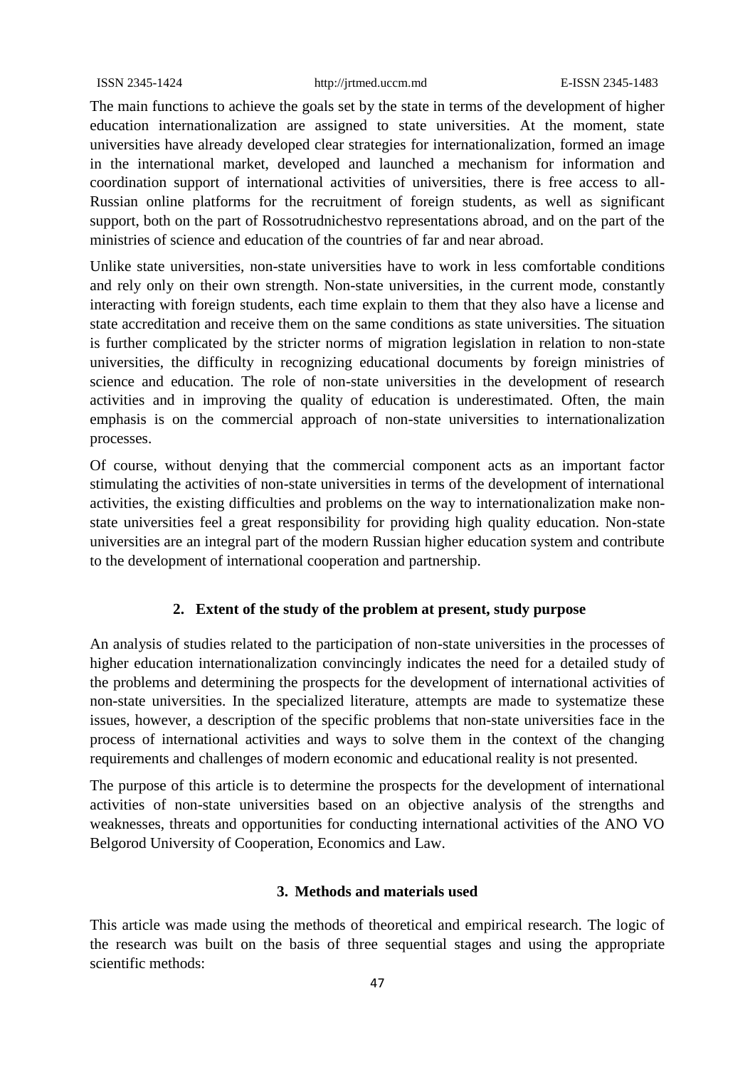The main functions to achieve the goals set by the state in terms of the development of higher education internationalization are assigned to state universities. At the moment, state universities have already developed clear strategies for internationalization, formed an image in the international market, developed and launched a mechanism for information and coordination support of international activities of universities, there is free access to all-Russian online platforms for the recruitment of foreign students, as well as significant support, both on the part of Rossotrudnichestvo representations abroad, and on the part of the ministries of science and education of the countries of far and near abroad.

Unlike state universities, non-state universities have to work in less comfortable conditions and rely only on their own strength. Non-state universities, in the current mode, constantly interacting with foreign students, each time explain to them that they also have a license and state accreditation and receive them on the same conditions as state universities. The situation is further complicated by the stricter norms of migration legislation in relation to non-state universities, the difficulty in recognizing educational documents by foreign ministries of science and education. The role of non-state universities in the development of research activities and in improving the quality of education is underestimated. Often, the main emphasis is on the commercial approach of non-state universities to internationalization processes.

Of course, without denying that the commercial component acts as an important factor stimulating the activities of non-state universities in terms of the development of international activities, the existing difficulties and problems on the way to internationalization make non-state universities feel a great responsibility for providing high quality education. Non-state universities are an integral part of the modern Russian higher education system and contribute to the development of international cooperation and partnership.

## 2. Extent of the study of the problem at present, study purpose

An analysis of studies related to the participation of non-state universities in the processes of higher education internationalization convincingly indicates the need for a detailed study of the problems and determining the prospects for the development of international activities of non-state universities. In the specialized literature, attempts are made to systematize these issues, however, a description of the specific problems that non-state universities face in the process of international activities and ways to solve them in the context of the changing requirements and challenges of modern economic and educational reality is not presented.

The purpose of this article is to determine the prospects for the development of international activities of non-state universities based on an objective analysis of the strengths and weaknesses, threats and opportunities for conducting international activities of the ANO VO Belgorod University of Cooperation, Economics and Law.

## 3. Methods and materials used

This article was made using the methods of theoretical and empirical research. The logic of the research was built on the basis of three sequential stages and using the appropriate scientific methods: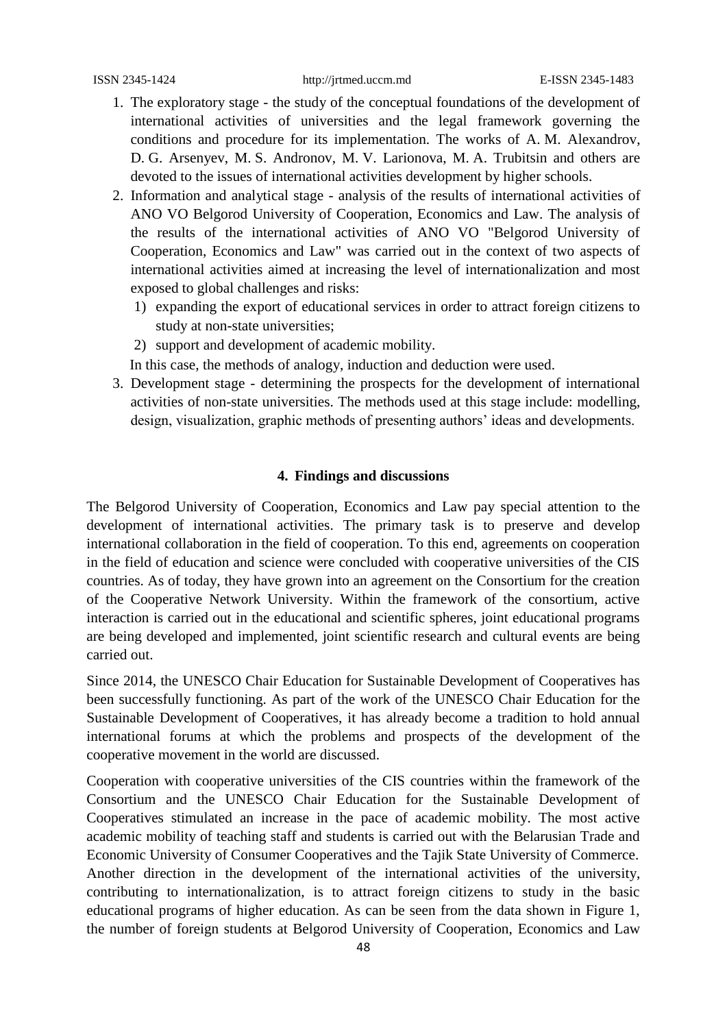1. The exploratory stage - the study of the conceptual foundations of the development of international activities of universities and the legal framework governing the conditions and procedure for its implementation. The works of A. M. Alexandrov, D. G. Arsenyev, M. S. Andronov, M. V. Larionova, M. A. Trubitsin and others are devoted to the issues of international activities development by higher schools.
2. Information and analytical stage - analysis of the results of international activities of ANO VO Belgorod University of Cooperation, Economics and Law. The analysis of the results of the international activities of ANO VO "Belgorod University of Cooperation, Economics and Law" was carried out in the context of two aspects of international activities aimed at increasing the level of internationalization and most exposed to global challenges and risks:
   1) expanding the export of educational services in order to attract foreign citizens to study at non-state universities;
   2) support and development of academic mobility.

   In this case, the methods of analogy, induction and deduction were used.
3. Development stage - determining the prospects for the development of international activities of non-state universities. The methods used at this stage include: modelling, design, visualization, graphic methods of presenting authors' ideas and developments.

## 4. Findings and discussions

The Belgorod University of Cooperation, Economics and Law pay special attention to the development of international activities. The primary task is to preserve and develop international collaboration in the field of cooperation. To this end, agreements on cooperation in the field of education and science were concluded with cooperative universities of the CIS countries. As of today, they have grown into an agreement on the Consortium for the creation of the Cooperative Network University. Within the framework of the consortium, active interaction is carried out in the educational and scientific spheres, joint educational programs are being developed and implemented, joint scientific research and cultural events are being carried out.

Since 2014, the UNESCO Chair Education for Sustainable Development of Cooperatives has been successfully functioning. As part of the work of the UNESCO Chair Education for the Sustainable Development of Cooperatives, it has already become a tradition to hold annual international forums at which the problems and prospects of the development of the cooperative movement in the world are discussed.

Cooperation with cooperative universities of the CIS countries within the framework of the Consortium and the UNESCO Chair Education for the Sustainable Development of Cooperatives stimulated an increase in the pace of academic mobility. The most active academic mobility of teaching staff and students is carried out with the Belarusian Trade and Economic University of Consumer Cooperatives and the Tajik State University of Commerce. Another direction in the development of the international activities of the university, contributing to internationalization, is to attract foreign citizens to study in the basic educational programs of higher education. As can be seen from the data shown in Figure 1, the number of foreign students at Belgorod University of Cooperation, Economics and Law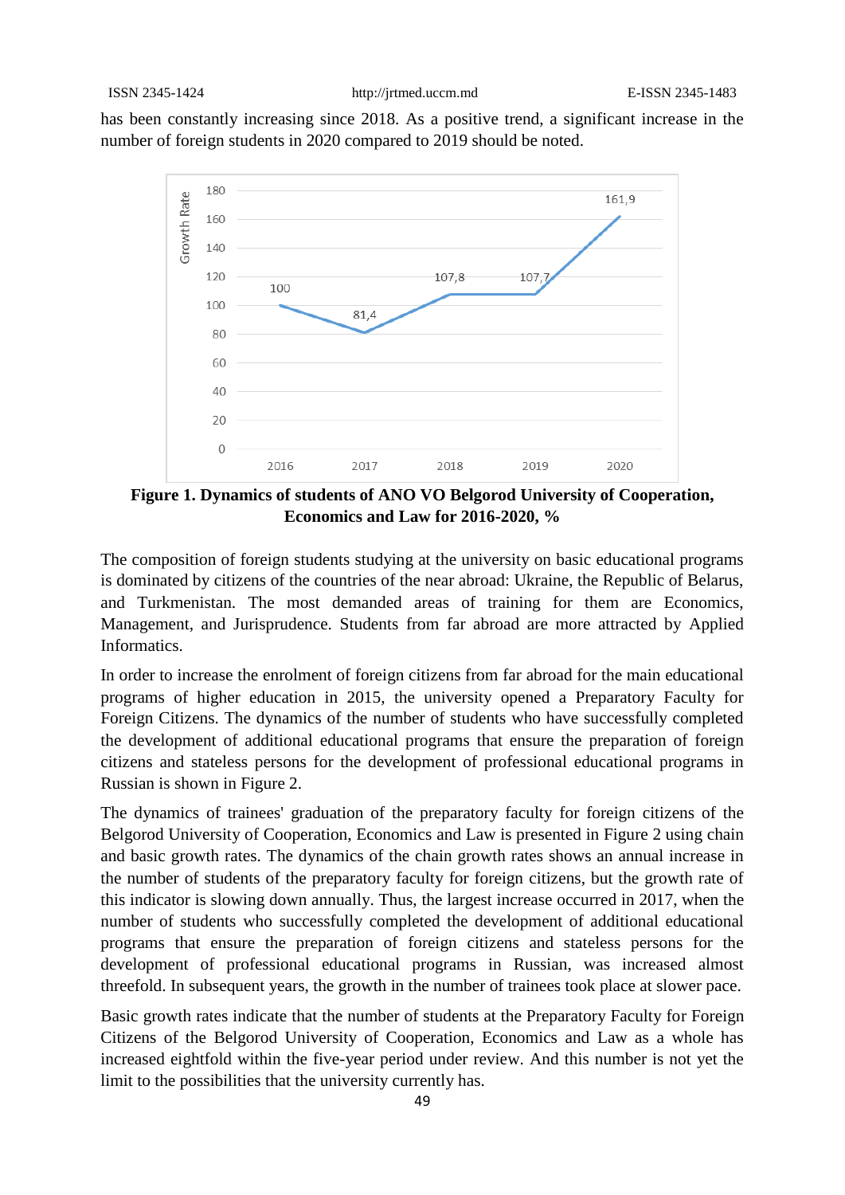has been constantly increasing since 2018. As a positive trend, a significant increase in the number of foreign students in 2020 compared to 2019 should be noted.

**Figure 1. Dynamics of students of ANO VO Belgorod University of Cooperation, Economics and Law for 2016-2020, %**

The composition of foreign students studying at the university on basic educational programs is dominated by citizens of the countries of the near abroad: Ukraine, the Republic of Belarus, and Turkmenistan. The most demanded areas of training for them are Economics, Management, and Jurisprudence. Students from far abroad are more attracted by Applied Informatics.

In order to increase the enrolment of foreign citizens from far abroad for the main educational programs of higher education in 2015, the university opened a Preparatory Faculty for Foreign Citizens. The dynamics of the number of students who have successfully completed the development of additional educational programs that ensure the preparation of foreign citizens and stateless persons for the development of professional educational programs in Russian is shown in Figure 2.

The dynamics of trainees' graduation of the preparatory faculty for foreign citizens of the Belgorod University of Cooperation, Economics and Law is presented in Figure 2 using chain and basic growth rates. The dynamics of the chain growth rates shows an annual increase in the number of students of the preparatory faculty for foreign citizens, but the growth rate of this indicator is slowing down annually. Thus, the largest increase occurred in 2017, when the number of students who successfully completed the development of additional educational programs that ensure the preparation of foreign citizens and stateless persons for the development of professional educational programs in Russian, was increased almost threefold. In subsequent years, the growth in the number of trainees took place at slower pace.

Basic growth rates indicate that the number of students at the Preparatory Faculty for Foreign Citizens of the Belgorod University of Cooperation, Economics and Law as a whole has increased eightfold within the five-year period under review. And this number is not yet the limit to the possibilities that the university currently has.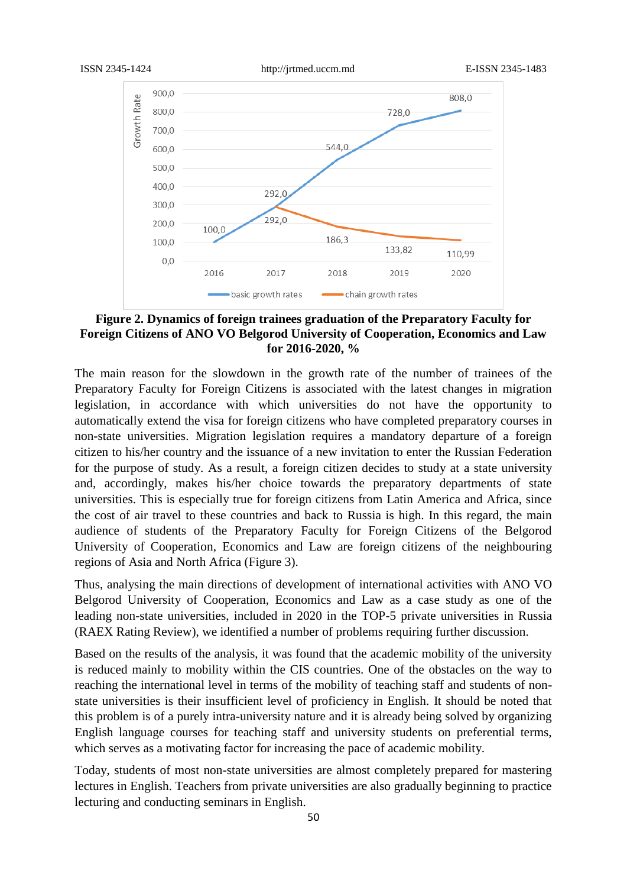**Figure 2. Dynamics of foreign trainees graduation of the Preparatory Faculty for Foreign Citizens of ANO VO Belgorod University of Cooperation, Economics and Law for 2016-2020, %**

The main reason for the slowdown in the growth rate of the number of trainees of the Preparatory Faculty for Foreign Citizens is associated with the latest changes in migration legislation, in accordance with which universities do not have the opportunity to automatically extend the visa for foreign citizens who have completed preparatory courses in non-state universities. Migration legislation requires a mandatory departure of a foreign citizen to his/her country and the issuance of a new invitation to enter the Russian Federation for the purpose of study. As a result, a foreign citizen decides to study at a state university and, accordingly, makes his/her choice towards the preparatory departments of state universities. This is especially true for foreign citizens from Latin America and Africa, since the cost of air travel to these countries and back to Russia is high. In this regard, the main audience of students of the Preparatory Faculty for Foreign Citizens of the Belgorod University of Cooperation, Economics and Law are foreign citizens of the neighbouring regions of Asia and North Africa (Figure 3).

Thus, analysing the main directions of development of international activities with ANO VO Belgorod University of Cooperation, Economics and Law as a case study as one of the leading non-state universities, included in 2020 in the TOP-5 private universities in Russia (RAEX Rating Review), we identified a number of problems requiring further discussion.

Based on the results of the analysis, it was found that the academic mobility of the university is reduced mainly to mobility within the CIS countries. One of the obstacles on the way to reaching the international level in terms of the mobility of teaching staff and students of non-state universities is their insufficient level of proficiency in English. It should be noted that this problem is of a purely intra-university nature and it is already being solved by organizing English language courses for teaching staff and university students on preferential terms, which serves as a motivating factor for increasing the pace of academic mobility.

Today, students of most non-state universities are almost completely prepared for mastering lectures in English. Teachers from private universities are also gradually beginning to practice lecturing and conducting seminars in English.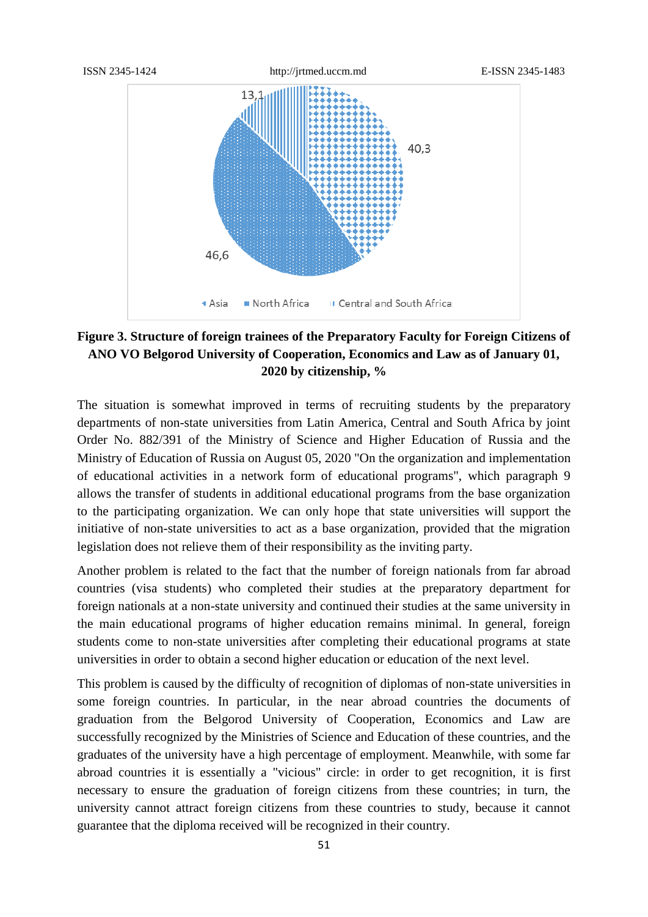**Figure 3. Structure of foreign trainees of the Preparatory Faculty for Foreign Citizens of ANO VO Belgorod University of Cooperation, Economics and Law as of January 01, 2020 by citizenship, %**

The situation is somewhat improved in terms of recruiting students by the preparatory departments of non-state universities from Latin America, Central and South Africa by joint Order No. 882/391 of the Ministry of Science and Higher Education of Russia and the Ministry of Education of Russia on August 05, 2020 "On the organization and implementation of educational activities in a network form of educational programs", which paragraph 9 allows the transfer of students in additional educational programs from the base organization to the participating organization. We can only hope that state universities will support the initiative of non-state universities to act as a base organization, provided that the migration legislation does not relieve them of their responsibility as the inviting party.

Another problem is related to the fact that the number of foreign nationals from far abroad countries (visa students) who completed their studies at the preparatory department for foreign nationals at a non-state university and continued their studies at the same university in the main educational programs of higher education remains minimal. In general, foreign students come to non-state universities after completing their educational programs at state universities in order to obtain a second higher education or education of the next level.

This problem is caused by the difficulty of recognition of diplomas of non-state universities in some foreign countries. In particular, in the near abroad countries the documents of graduation from the Belgorod University of Cooperation, Economics and Law are successfully recognized by the Ministries of Science and Education of these countries, and the graduates of the university have a high percentage of employment. Meanwhile, with some far abroad countries it is essentially a "vicious" circle: in order to get recognition, it is first necessary to ensure the graduation of foreign citizens from these countries; in turn, the university cannot attract foreign citizens from these countries to study, because it cannot guarantee that the diploma received will be recognized in their country.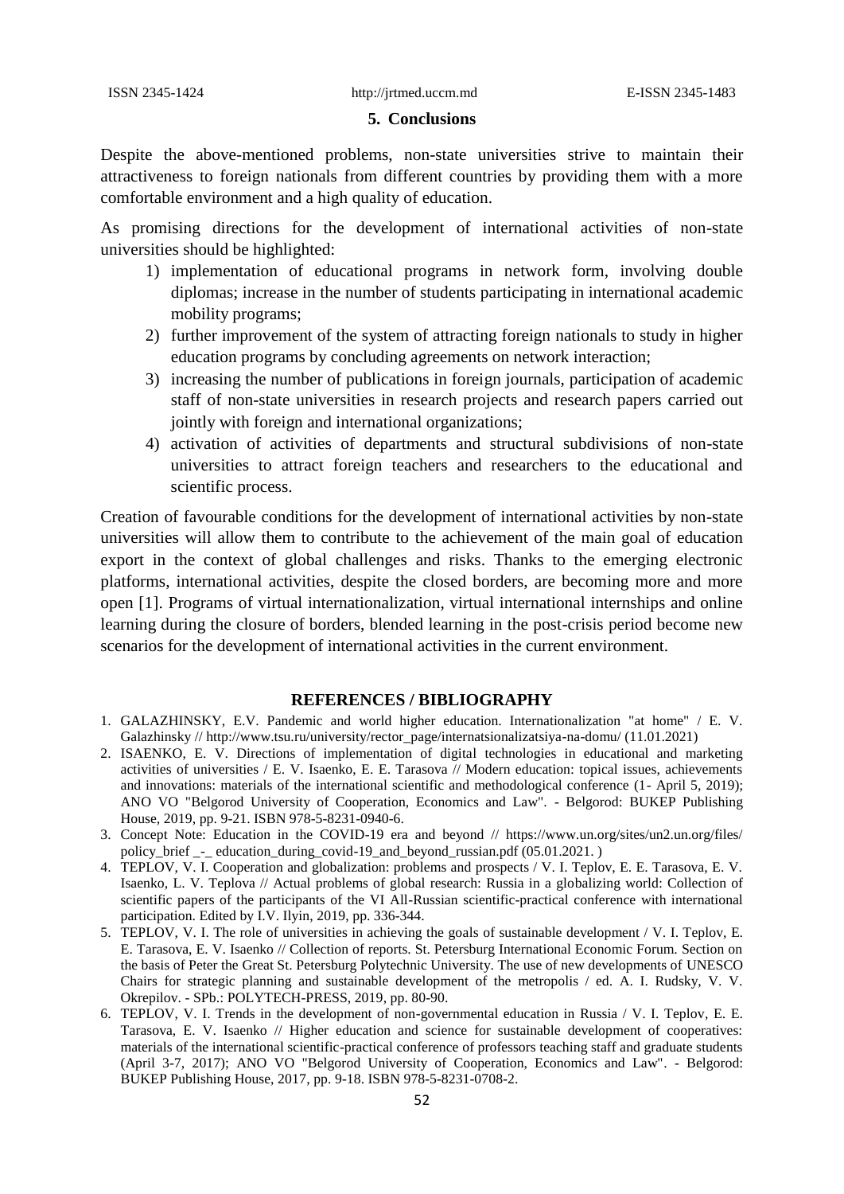## 5. Conclusions

Despite the above-mentioned problems, non-state universities strive to maintain their attractiveness to foreign nationals from different countries by providing them with a more comfortable environment and a high quality of education.

As promising directions for the development of international activities of non-state universities should be highlighted:

1) implementation of educational programs in network form, involving double diplomas; increase in the number of students participating in international academic mobility programs;
2) further improvement of the system of attracting foreign nationals to study in higher education programs by concluding agreements on network interaction;
3) increasing the number of publications in foreign journals, participation of academic staff of non-state universities in research projects and research papers carried out jointly with foreign and international organizations;
4) activation of activities of departments and structural subdivisions of non-state universities to attract foreign teachers and researchers to the educational and scientific process.

Creation of favourable conditions for the development of international activities by non-state universities will allow them to contribute to the achievement of the main goal of education export in the context of global challenges and risks. Thanks to the emerging electronic platforms, international activities, despite the closed borders, are becoming more and more open [1]. Programs of virtual internationalization, virtual international internships and online learning during the closure of borders, blended learning in the post-crisis period become new scenarios for the development of international activities in the current environment.

## REFERENCES / BIBLIOGRAPHY

1. GALAZHINSKY, E.V. Pandemic and world higher education. Internationalization "at home" / E. V. Galazhinsky // http://www.tsu.ru/university/rector_page/internatsionalizatsiya-na-domu/ (11.01.2021)
2. ISAENKO, E. V. Directions of implementation of digital technologies in educational and marketing activities of universities / E. V. Isaenko, E. E. Tarasova // Modern education: topical issues, achievements and innovations: materials of the international scientific and methodological conference (1- April 5, 2019); ANO VO "Belgorod University of Cooperation, Economics and Law". - Belgorod: BUKEP Publishing House, 2019, pp. 9-21. ISBN 978-5-8231-0940-6.
3. Concept Note: Education in the COVID-19 era and beyond // https://www.un.org/sites/un2.un.org/files/ policy_brief _-_ education_during_covid-19_and_beyond_russian.pdf (05.01.2021. )
4. TEPLOV, V. I. Cooperation and globalization: problems and prospects / V. I. Teplov, E. E. Tarasova, E. V. Isaenko, L. V. Teplova // Actual problems of global research: Russia in a globalizing world: Collection of scientific papers of the participants of the VI All-Russian scientific-practical conference with international participation. Edited by I.V. Ilyin, 2019, pp. 336-344.
5. TEPLOV, V. I. The role of universities in achieving the goals of sustainable development / V. I. Teplov, E. E. Tarasova, E. V. Isaenko // Collection of reports. St. Petersburg International Economic Forum. Section on the basis of Peter the Great St. Petersburg Polytechnic University. The use of new developments of UNESCO Chairs for strategic planning and sustainable development of the metropolis / ed. A. I. Rudsky, V. V. Okrepilov. - SPb.: POLYTECH-PRESS, 2019, pp. 80-90.
6. TEPLOV, V. I. Trends in the development of non-governmental education in Russia / V. I. Teplov, E. E. Tarasova, E. V. Isaenko // Higher education and science for sustainable development of cooperatives: materials of the international scientific-practical conference of professors teaching staff and graduate students (April 3-7, 2017); ANO VO "Belgorod University of Cooperation, Economics and Law". - Belgorod: BUKEP Publishing House, 2017, pp. 9-18. ISBN 978-5-8231-0708-2.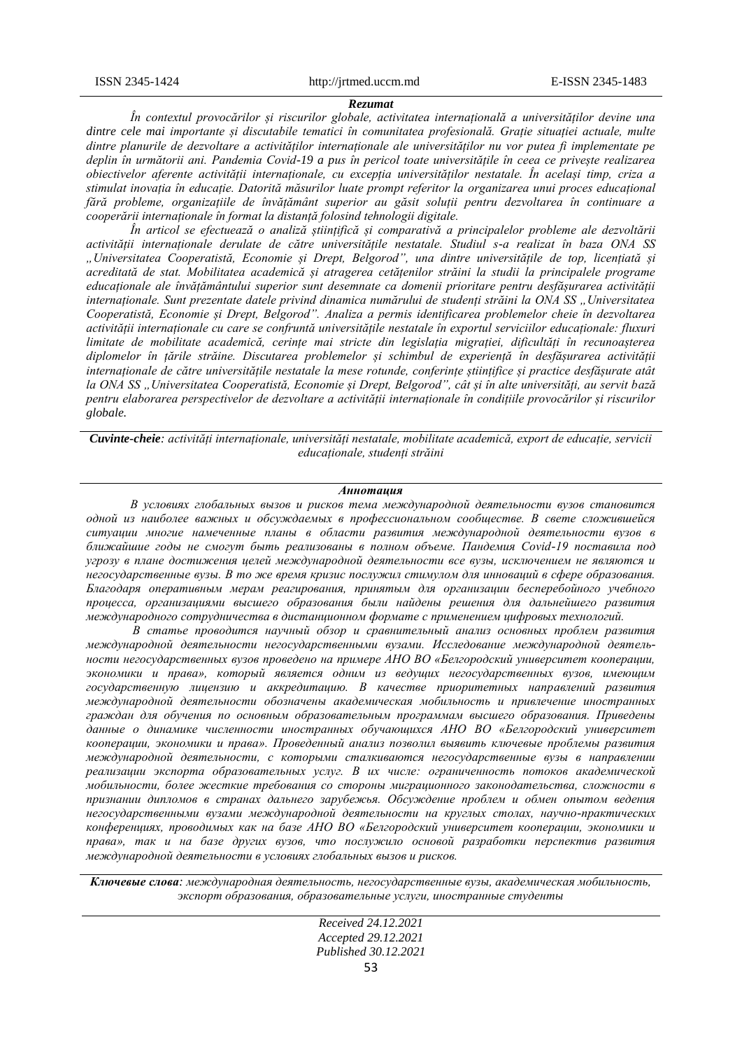### *Rezumat*

*În contextul provocărilor și riscurilor globale, activitatea internațională a universităților devine una dintre cele mai importante și discutabile tematici în comunitatea profesională. Grație situației actuale, multe dintre planurile de dezvoltare a activităților internaționale ale universităților nu vor putea fi implementate pe deplin în următorii ani. Pandemia Covid-19 a pus în pericol toate universitățile în ceea ce privește realizarea obiectivelor aferente activității internaționale, cu excepția universităților nestatale. În același timp, criza a stimulat inovația în educație. Datorită măsurilor luate prompt referitor la organizarea unui proces educațional fără probleme, organizațiile de învățământ superior au găsit soluții pentru dezvoltarea în continuare a cooperării internaționale în format la distanță folosind tehnologii digitale.*

*În articol se efectuează o analiză științifică și comparativă a principalelor probleme ale dezvoltării activității internaționale derulate de către universitățile nestatale. Studiul s-a realizat în baza ONA SS „Universitatea Cooperatistă, Economie și Drept, Belgorod", una dintre universitățile de top, licențiată și acreditată de stat. Mobilitatea academică și atragerea cetățenilor străini la studii la principalele programe educaționale ale învățământului superior sunt desemnate ca domenii prioritare pentru desfășurarea activității internaționale. Sunt prezentate datele privind dinamica numărului de studenți străini la ONA SS „Universitatea Cooperatistă, Economie și Drept, Belgorod". Analiza a permis identificarea problemelor cheie în dezvoltarea activității internaționale cu care se confruntă universitățile nestatale în exportul serviciilor educaționale: fluxuri limitate de mobilitate academică, cerințe mai stricte din legislația migrației, dificultăți în recunoașterea diplomelor în țările străine. Discutarea problemelor și schimbul de experiență în desfășurarea activității internaționale de către universitățile nestatale la mese rotunde, conferințe științifice și practice desfășurate atât la ONA SS „Universitatea Cooperatistă, Economie și Drept, Belgorod", cât și în alte universități, au servit bază pentru elaborarea perspectivelor de dezvoltare a activității internaționale în condițiile provocărilor și riscurilor globale.*

***Cuvinte-cheie**: activități internaționale, universități nestatale, mobilitate academică, export de educație, servicii educaționale, studenți străini*

### *Аннотация*

*В условиях глобальных вызов и рисков тема международной деятельности вузов становится одной из наиболее важных и обсуждаемых в профессиональном сообществе. В свете сложившейся ситуации многие намеченные планы в области развития международной деятельности вузов в ближайшие годы не смогут быть реализованы в полном объеме. Пандемия Covid-19 поставила под угрозу в плане достижения целей международной деятельности все вузы, исключением не являются и негосударственные вузы. В то же время кризис послужил стимулом для инноваций в сфере образования. Благодаря оперативным мерам реагирования, принятым для организации бесперебойного учебного процесса, организациями высшего образования были найдены решения для дальнейшего развития международного сотрудничества в дистанционном формате с применением цифровых технологий.*

*В статье проводится научный обзор и сравнительный анализ основных проблем развития международной деятельности негосударственными вузами. Исследование международной деятельности негосударственных вузов проведено на примере АНО ВО «Белгородский университет кооперации, экономики и права», который является одним из ведущих негосударственных вузов, имеющим государственную лицензию и аккредитацию. В качестве приоритетных направлений развития международной деятельности обозначены академическая мобильность и привлечение иностранных граждан для обучения по основным образовательным программам высшего образования. Приведены данные о динамике численности иностранных обучающихся АНО ВО «Белгородский университет кооперации, экономики и права». Проведенный анализ позволил выявить ключевые проблемы развития международной деятельности, с которыми сталкиваются негосударственные вузы в направлении реализации экспорта образовательных услуг. В их числе: ограниченность потоков академической мобильности, более жесткие требования со стороны миграционного законодательства, сложности в признании дипломов в странах дальнего зарубежья. Обсуждение проблем и обмен опытом ведения негосударственными вузами международной деятельности на круглых столах, научно-практических конференциях, проводимых как на базе АНО ВО «Белгородский университет кооперации, экономики и права», так и на базе других вузов, что послужило основой разработки перспектив развития международной деятельности в условиях глобальных вызов и рисков.*

***Ключевые слова**: международная деятельность, негосударственные вузы, академическая мобильность, экспорт образования, образовательные услуги, иностранные студенты*

*Received 24.12.2021*
*Accepted 29.12.2021*
*Published 30.12.2021*